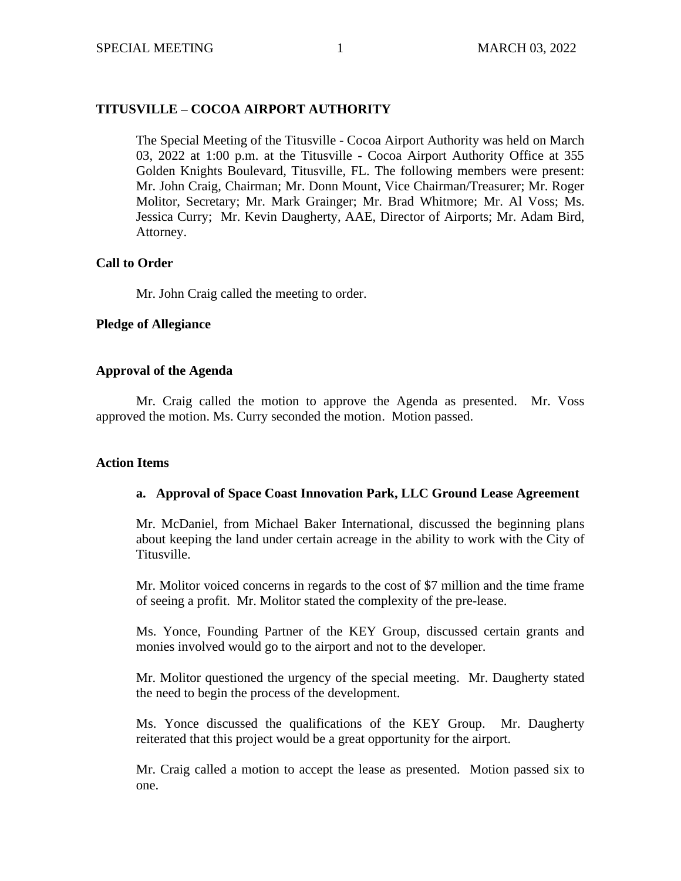## TITUSVILLE – COCOA AIRPORT AUTHORITY

The Special Meeting of the Titusville - Cocoa Airport Authority was held on March 03, 2022 at 1:00 p.m. at the Titusville - Cocoa Airport Authority Office at 355 Golden Knights Boulevard, Titusville, FL. The following members were present: Mr. John Craig, Chairman; Mr. Donn Mount, Vice Chairman/Treasurer; Mr. Roger Molitor, Secretary; Mr. Mark Grainger; Mr. Brad Whitmore; Mr. Al Voss; Ms. Jessica Curry; Mr. Kevin Daugherty, AAE, Director of Airports; Mr. Adam Bird, Attorney.

### Call to Order

Mr. John Craig called the meeting to order.

### Pledge of Allegiance

### Approval of the Agenda

Mr. Craig called the motion to approve the Agenda as presented. Mr. Voss approved the motion. Ms. Curry seconded the motion. Motion passed.

### Action Items

**a. Approval of Space Coast Innovation Park, LLC Ground Lease Agreement**

Mr. McDaniel, from Michael Baker International, discussed the beginning plans about keeping the land under certain acreage in the ability to work with the City of Titusville.

Mr. Molitor voiced concerns in regards to the cost of $7 million and the time frame of seeing a profit. Mr. Molitor stated the complexity of the pre-lease.

Ms. Yonce, Founding Partner of the KEY Group, discussed certain grants and monies involved would go to the airport and not to the developer.

Mr. Molitor questioned the urgency of the special meeting. Mr. Daugherty stated the need to begin the process of the development.

Ms. Yonce discussed the qualifications of the KEY Group. Mr. Daugherty reiterated that this project would be a great opportunity for the airport.

Mr. Craig called a motion to accept the lease as presented. Motion passed six to one.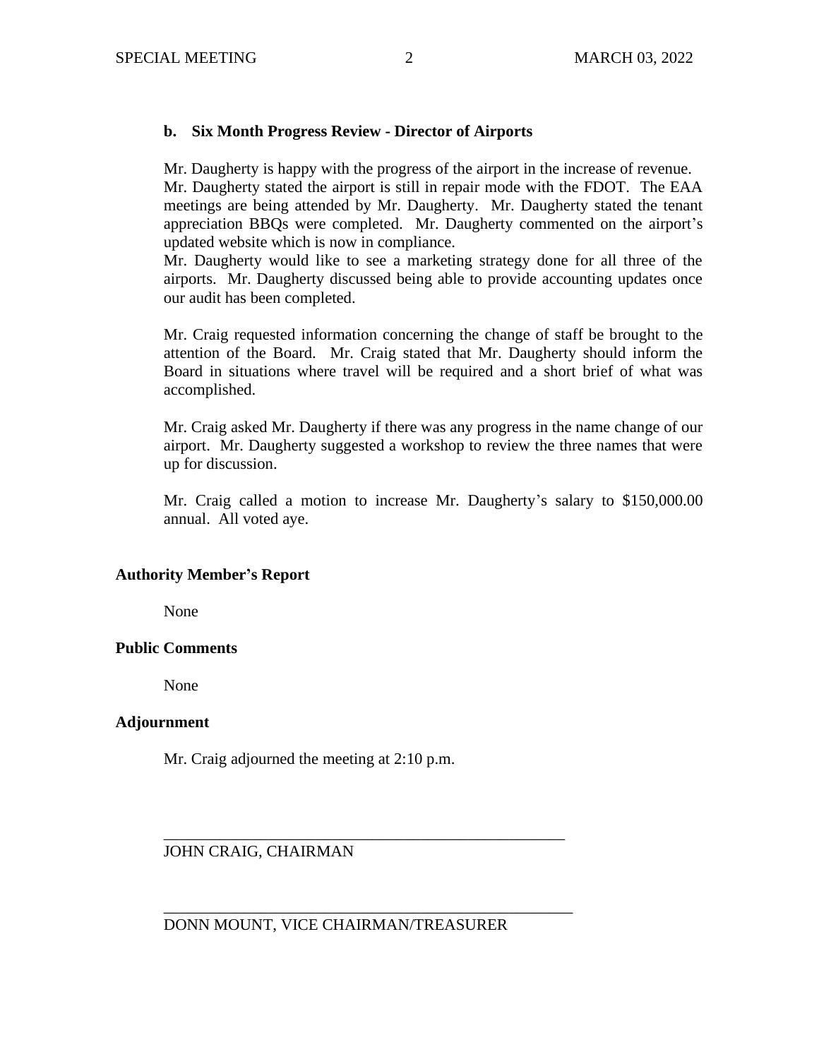**b. Six Month Progress Review - Director of Airports**

Mr. Daugherty is happy with the progress of the airport in the increase of revenue. Mr. Daugherty stated the airport is still in repair mode with the FDOT. The EAA meetings are being attended by Mr. Daugherty. Mr. Daugherty stated the tenant appreciation BBQs were completed. Mr. Daugherty commented on the airport's updated website which is now in compliance.
Mr. Daugherty would like to see a marketing strategy done for all three of the airports. Mr. Daugherty discussed being able to provide accounting updates once our audit has been completed.

Mr. Craig requested information concerning the change of staff be brought to the attention of the Board. Mr. Craig stated that Mr. Daugherty should inform the Board in situations where travel will be required and a short brief of what was accomplished.

Mr. Craig asked Mr. Daugherty if there was any progress in the name change of our airport. Mr. Daugherty suggested a workshop to review the three names that were up for discussion.

Mr. Craig called a motion to increase Mr. Daugherty's salary to $150,000.00 annual. All voted aye.

**Authority Member's Report**

None

**Public Comments**

None

**Adjournment**

Mr. Craig adjourned the meeting at 2:10 p.m.

\_\_\_\_\_\_\_\_\_\_\_\_\_\_\_\_\_\_\_\_\_\_\_\_\_\_\_\_\_\_\_\_\_\_\_\_\_\_\_\_\_\_\_\_\_\_\_\_
JOHN CRAIG, CHAIRMAN

\_\_\_\_\_\_\_\_\_\_\_\_\_\_\_\_\_\_\_\_\_\_\_\_\_\_\_\_\_\_\_\_\_\_\_\_\_\_\_\_\_\_\_\_\_\_\_\_
DONN MOUNT, VICE CHAIRMAN/TREASURER